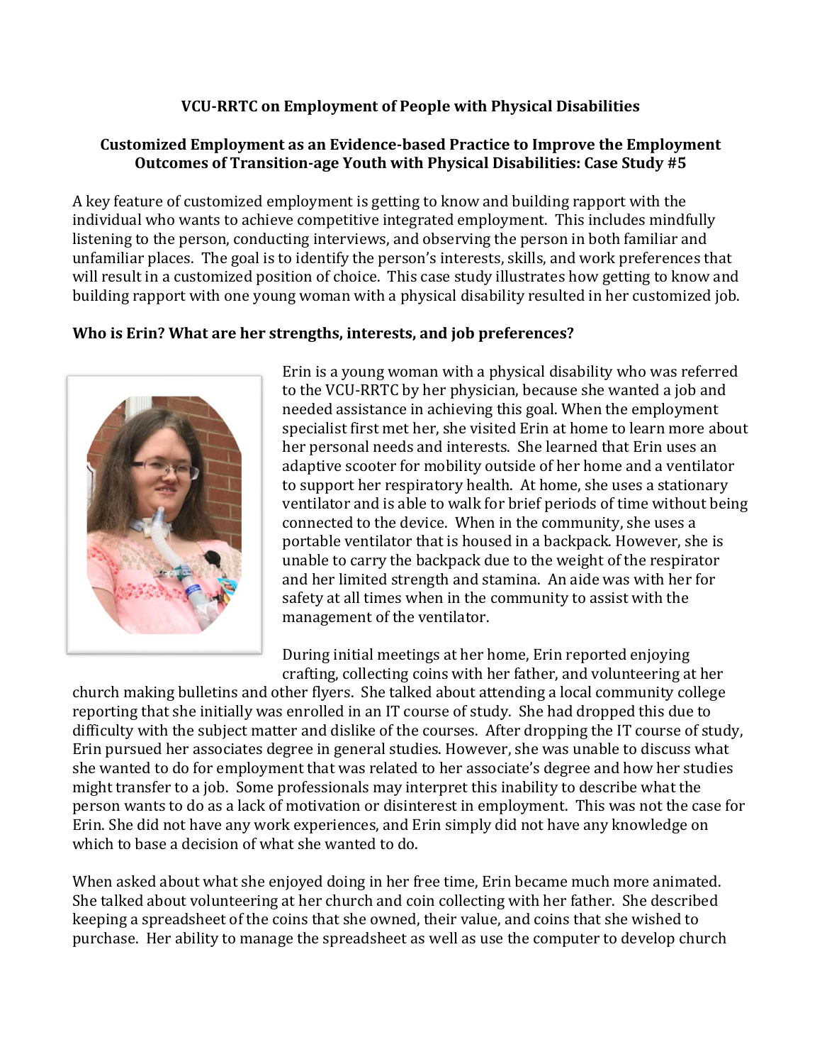## VCU-RRTC on Employment of People with Physical Disabilities

### Customized Employment as an Evidence-based Practice to Improve the Employment Outcomes of Transition-age Youth with Physical Disabilities: Case Study #5

A key feature of customized employment is getting to know and building rapport with the individual who wants to achieve competitive integrated employment. This includes mindfully listening to the person, conducting interviews, and observing the person in both familiar and unfamiliar places. The goal is to identify the person's interests, skills, and work preferences that will result in a customized position of choice. This case study illustrates how getting to know and building rapport with one young woman with a physical disability resulted in her customized job.

**Who is Erin? What are her strengths, interests, and job preferences?**

Erin is a young woman with a physical disability who was referred to the VCU-RRTC by her physician, because she wanted a job and needed assistance in achieving this goal. When the employment specialist first met her, she visited Erin at home to learn more about her personal needs and interests. She learned that Erin uses an adaptive scooter for mobility outside of her home and a ventilator to support her respiratory health. At home, she uses a stationary ventilator and is able to walk for brief periods of time without being connected to the device. When in the community, she uses a portable ventilator that is housed in a backpack. However, she is unable to carry the backpack due to the weight of the respirator and her limited strength and stamina. An aide was with her for safety at all times when in the community to assist with the management of the ventilator.

During initial meetings at her home, Erin reported enjoying crafting, collecting coins with her father, and volunteering at her church making bulletins and other flyers. She talked about attending a local community college reporting that she initially was enrolled in an IT course of study. She had dropped this due to difficulty with the subject matter and dislike of the courses. After dropping the IT course of study, Erin pursued her associates degree in general studies. However, she was unable to discuss what she wanted to do for employment that was related to her associate's degree and how her studies might transfer to a job. Some professionals may interpret this inability to describe what the person wants to do as a lack of motivation or disinterest in employment. This was not the case for Erin. She did not have any work experiences, and Erin simply did not have any knowledge on which to base a decision of what she wanted to do.

When asked about what she enjoyed doing in her free time, Erin became much more animated. She talked about volunteering at her church and coin collecting with her father. She described keeping a spreadsheet of the coins that she owned, their value, and coins that she wished to purchase. Her ability to manage the spreadsheet as well as use the computer to develop church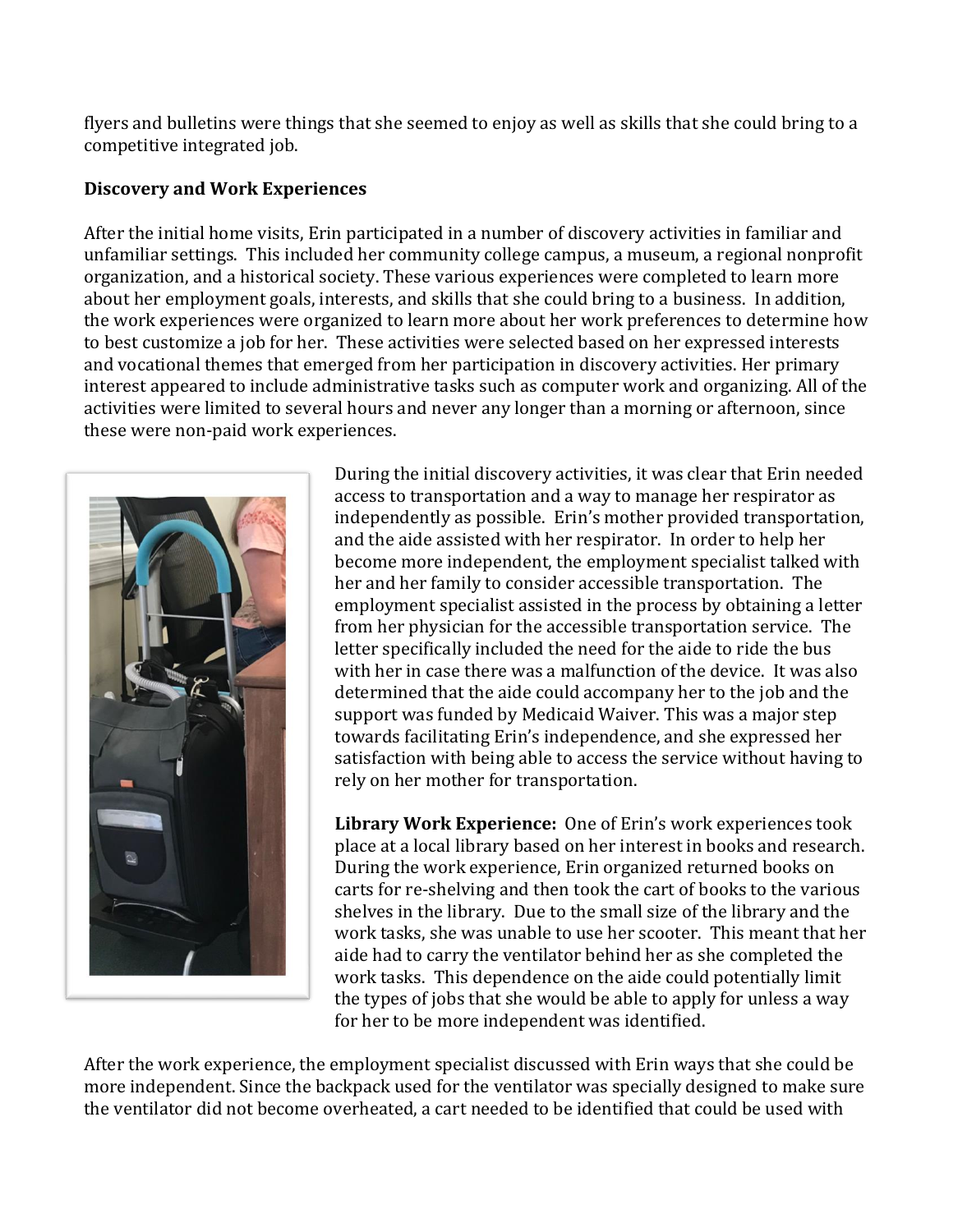flyers and bulletins were things that she seemed to enjoy as well as skills that she could bring to a competitive integrated job.

**Discovery and Work Experiences**

After the initial home visits, Erin participated in a number of discovery activities in familiar and unfamiliar settings. This included her community college campus, a museum, a regional nonprofit organization, and a historical society. These various experiences were completed to learn more about her employment goals, interests, and skills that she could bring to a business. In addition, the work experiences were organized to learn more about her work preferences to determine how to best customize a job for her. These activities were selected based on her expressed interests and vocational themes that emerged from her participation in discovery activities. Her primary interest appeared to include administrative tasks such as computer work and organizing. All of the activities were limited to several hours and never any longer than a morning or afternoon, since these were non-paid work experiences.

During the initial discovery activities, it was clear that Erin needed access to transportation and a way to manage her respirator as independently as possible. Erin's mother provided transportation, and the aide assisted with her respirator. In order to help her become more independent, the employment specialist talked with her and her family to consider accessible transportation. The employment specialist assisted in the process by obtaining a letter from her physician for the accessible transportation service. The letter specifically included the need for the aide to ride the bus with her in case there was a malfunction of the device. It was also determined that the aide could accompany her to the job and the support was funded by Medicaid Waiver. This was a major step towards facilitating Erin's independence, and she expressed her satisfaction with being able to access the service without having to rely on her mother for transportation.

**Library Work Experience:** One of Erin's work experiences took place at a local library based on her interest in books and research. During the work experience, Erin organized returned books on carts for re-shelving and then took the cart of books to the various shelves in the library. Due to the small size of the library and the work tasks, she was unable to use her scooter. This meant that her aide had to carry the ventilator behind her as she completed the work tasks. This dependence on the aide could potentially limit the types of jobs that she would be able to apply for unless a way for her to be more independent was identified.

After the work experience, the employment specialist discussed with Erin ways that she could be more independent. Since the backpack used for the ventilator was specially designed to make sure the ventilator did not become overheated, a cart needed to be identified that could be used with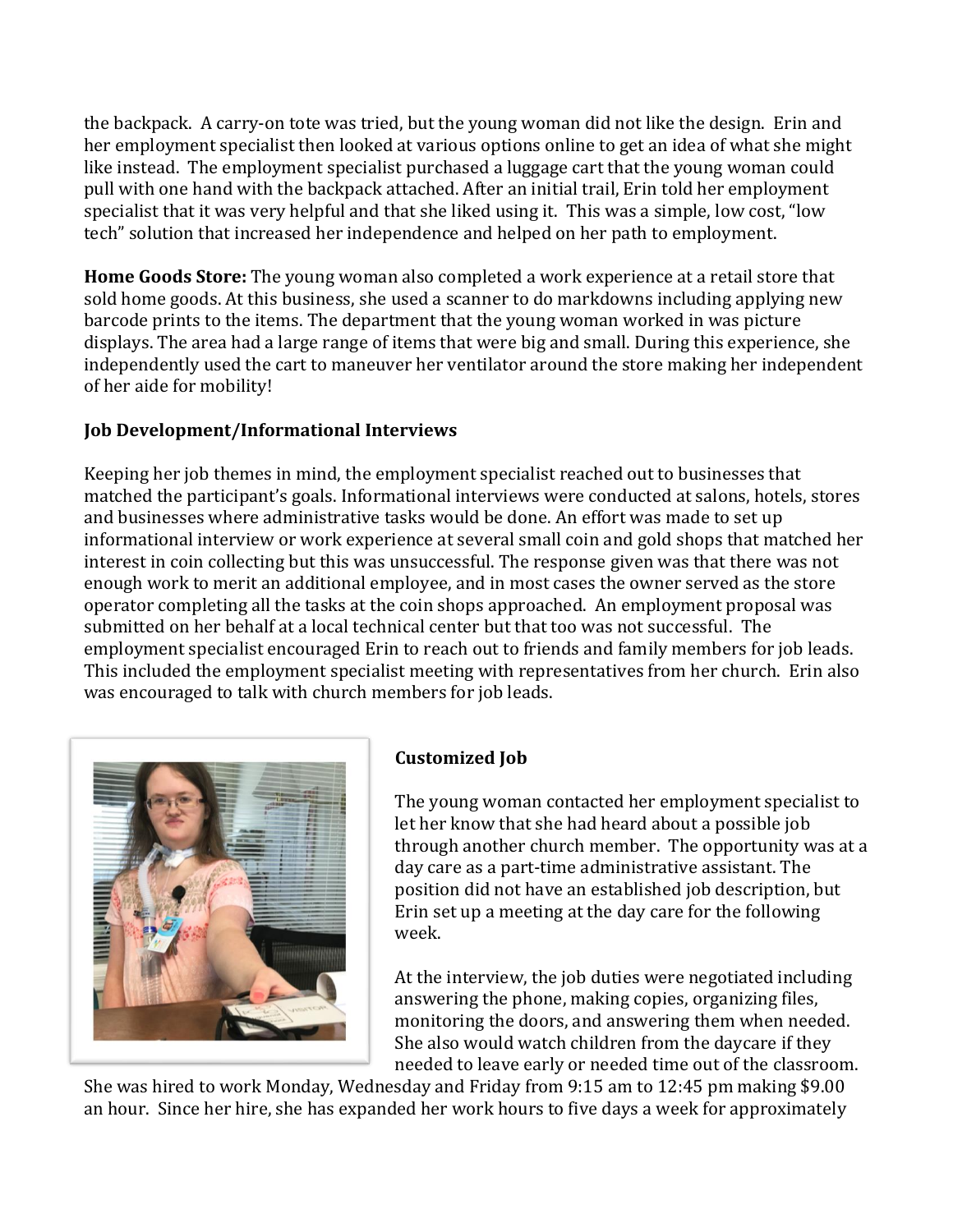the backpack. A carry-on tote was tried, but the young woman did not like the design. Erin and her employment specialist then looked at various options online to get an idea of what she might like instead. The employment specialist purchased a luggage cart that the young woman could pull with one hand with the backpack attached. After an initial trail, Erin told her employment specialist that it was very helpful and that she liked using it. This was a simple, low cost, "low tech" solution that increased her independence and helped on her path to employment.

**Home Goods Store:** The young woman also completed a work experience at a retail store that sold home goods. At this business, she used a scanner to do markdowns including applying new barcode prints to the items. The department that the young woman worked in was picture displays. The area had a large range of items that were big and small. During this experience, she independently used the cart to maneuver her ventilator around the store making her independent of her aide for mobility!

**Job Development/Informational Interviews**

Keeping her job themes in mind, the employment specialist reached out to businesses that matched the participant's goals. Informational interviews were conducted at salons, hotels, stores and businesses where administrative tasks would be done. An effort was made to set up informational interview or work experience at several small coin and gold shops that matched her interest in coin collecting but this was unsuccessful. The response given was that there was not enough work to merit an additional employee, and in most cases the owner served as the store operator completing all the tasks at the coin shops approached. An employment proposal was submitted on her behalf at a local technical center but that too was not successful. The employment specialist encouraged Erin to reach out to friends and family members for job leads. This included the employment specialist meeting with representatives from her church. Erin also was encouraged to talk with church members for job leads.

**Customized Job**

The young woman contacted her employment specialist to let her know that she had heard about a possible job through another church member. The opportunity was at a day care as a part-time administrative assistant. The position did not have an established job description, but Erin set up a meeting at the day care for the following week.

At the interview, the job duties were negotiated including answering the phone, making copies, organizing files, monitoring the doors, and answering them when needed. She also would watch children from the daycare if they needed to leave early or needed time out of the classroom. She was hired to work Monday, Wednesday and Friday from 9:15 am to 12:45 pm making $9.00 an hour. Since her hire, she has expanded her work hours to five days a week for approximately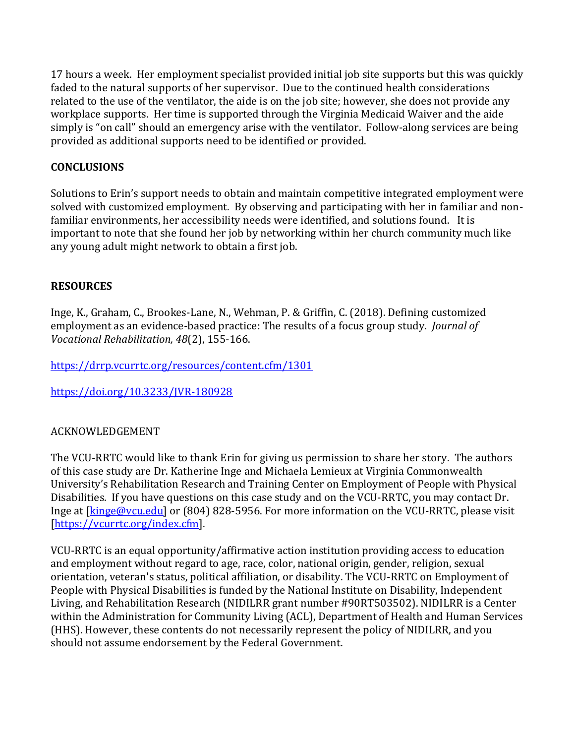17 hours a week. Her employment specialist provided initial job site supports but this was quickly faded to the natural supports of her supervisor. Due to the continued health considerations related to the use of the ventilator, the aide is on the job site; however, she does not provide any workplace supports. Her time is supported through the Virginia Medicaid Waiver and the aide simply is "on call" should an emergency arise with the ventilator. Follow-along services are being provided as additional supports need to be identified or provided.

## CONCLUSIONS

Solutions to Erin's support needs to obtain and maintain competitive integrated employment were solved with customized employment. By observing and participating with her in familiar and non-familiar environments, her accessibility needs were identified, and solutions found. It is important to note that she found her job by networking within her church community much like any young adult might network to obtain a first job.

## RESOURCES

Inge, K., Graham, C., Brookes-Lane, N., Wehman, P. & Griffin, C. (2018). Defining customized employment as an evidence-based practice: The results of a focus group study. *Journal of Vocational Rehabilitation, 48*(2), 155-166.

https://drrp.vcurrtc.org/resources/content.cfm/1301

https://doi.org/10.3233/JVR-180928

ACKNOWLEDGEMENT

The VCU-RRTC would like to thank Erin for giving us permission to share her story. The authors of this case study are Dr. Katherine Inge and Michaela Lemieux at Virginia Commonwealth University's Rehabilitation Research and Training Center on Employment of People with Physical Disabilities. If you have questions on this case study and on the VCU-RRTC, you may contact Dr. Inge at [kinge@vcu.edu] or (804) 828-5956. For more information on the VCU-RRTC, please visit [https://vcurrtc.org/index.cfm].

VCU-RRTC is an equal opportunity/affirmative action institution providing access to education and employment without regard to age, race, color, national origin, gender, religion, sexual orientation, veteran's status, political affiliation, or disability. The VCU-RRTC on Employment of People with Physical Disabilities is funded by the National Institute on Disability, Independent Living, and Rehabilitation Research (NIDILRR grant number #90RT503502). NIDILRR is a Center within the Administration for Community Living (ACL), Department of Health and Human Services (HHS). However, these contents do not necessarily represent the policy of NIDILRR, and you should not assume endorsement by the Federal Government.